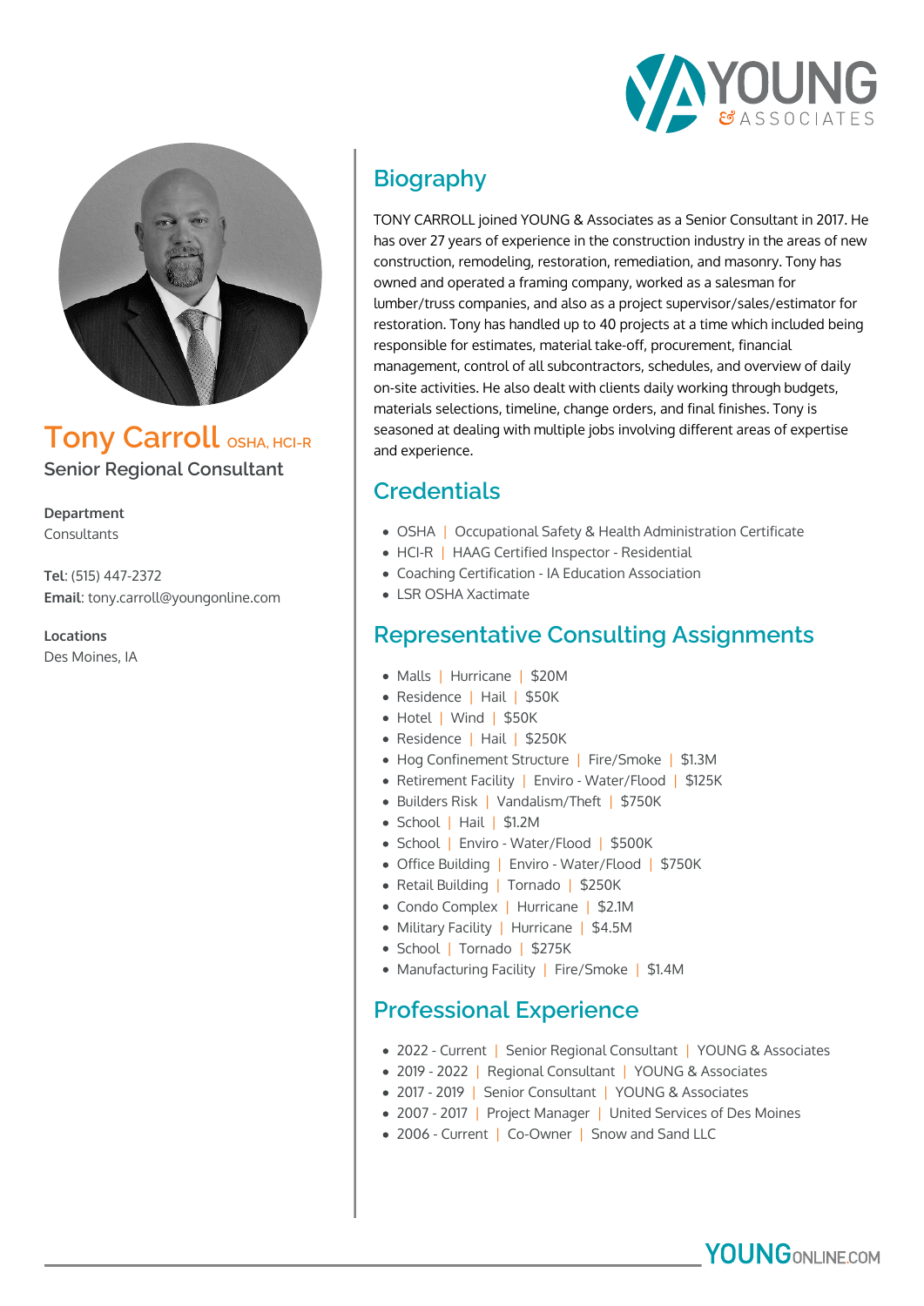# Tony Carroll OSHA, HCI-R

Senior Regional Consultant

**Department**
Consultants

**Tel**: (515) 447-2372
**Email**: tony.carroll@youngonline.com

**Locations**
Des Moines, IA

## Biography

TONY CARROLL joined YOUNG & Associates as a Senior Consultant in 2017. He has over 27 years of experience in the construction industry in the areas of new construction, remodeling, restoration, remediation, and masonry. Tony has owned and operated a framing company, worked as a salesman for lumber/truss companies, and also as a project supervisor/sales/estimator for restoration. Tony has handled up to 40 projects at a time which included being responsible for estimates, material take-off, procurement, financial management, control of all subcontractors, schedules, and overview of daily on-site activities. He also dealt with clients daily working through budgets, materials selections, timeline, change orders, and final finishes. Tony is seasoned at dealing with multiple jobs involving different areas of expertise and experience.

## Credentials

- OSHA | Occupational Safety & Health Administration Certificate
- HCI-R | HAAG Certified Inspector - Residential
- Coaching Certification - IA Education Association
- LSR OSHA Xactimate

## Representative Consulting Assignments

- Malls | Hurricane | $20M
- Residence | Hail | $50K
- Hotel | Wind | $50K
- Residence | Hail | $250K
- Hog Confinement Structure | Fire/Smoke | $1.3M
- Retirement Facility | Enviro - Water/Flood | $125K
- Builders Risk | Vandalism/Theft | $750K
- School | Hail | $1.2M
- School | Enviro - Water/Flood | $500K
- Office Building | Enviro - Water/Flood | $750K
- Retail Building | Tornado | $250K
- Condo Complex | Hurricane | $2.1M
- Military Facility | Hurricane | $4.5M
- School | Tornado | $275K
- Manufacturing Facility | Fire/Smoke | $1.4M

## Professional Experience

- 2022 - Current | Senior Regional Consultant | YOUNG & Associates
- 2019 - 2022 | Regional Consultant | YOUNG & Associates
- 2017 - 2019 | Senior Consultant | YOUNG & Associates
- 2007 - 2017 | Project Manager | United Services of Des Moines
- 2006 - Current | Co-Owner | Snow and Sand LLC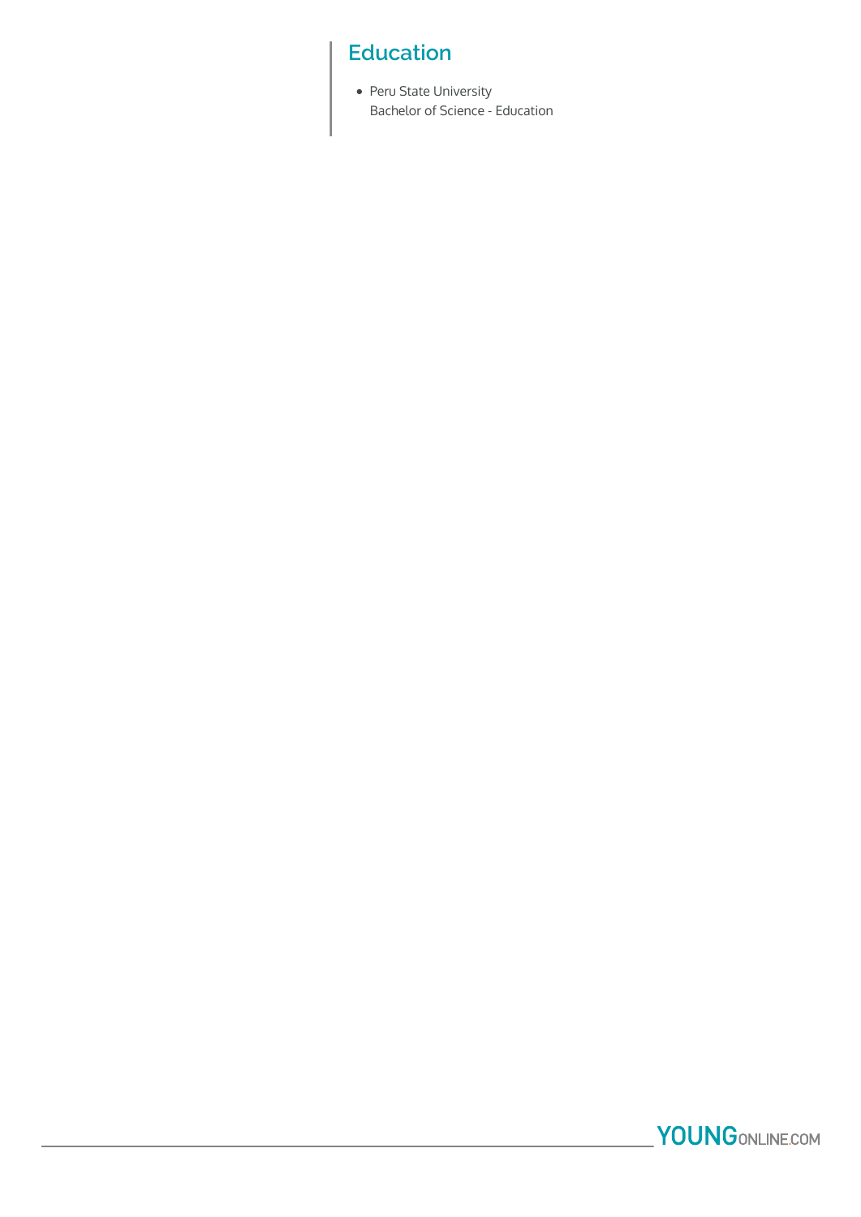## Education

- Peru State University
  Bachelor of Science - Education